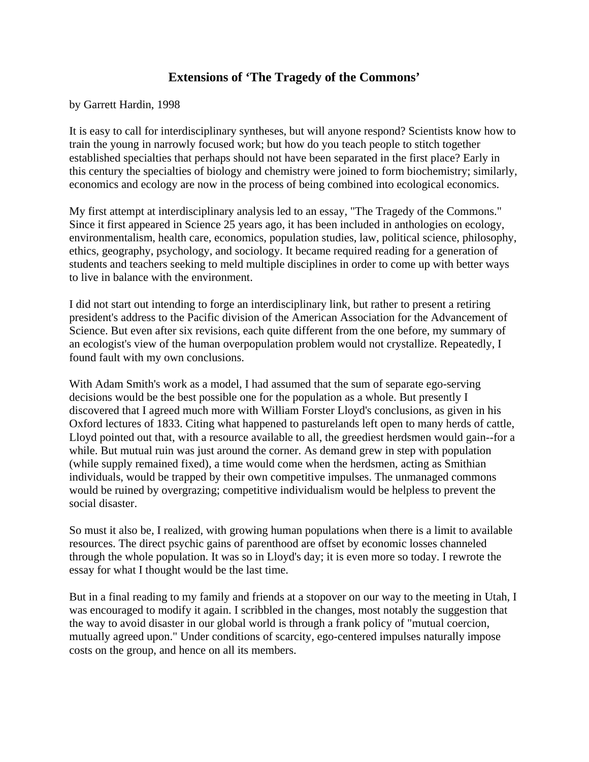# Extensions of 'The Tragedy of the Commons'

by Garrett Hardin, 1998

It is easy to call for interdisciplinary syntheses, but will anyone respond? Scientists know how to train the young in narrowly focused work; but how do you teach people to stitch together established specialties that perhaps should not have been separated in the first place? Early in this century the specialties of biology and chemistry were joined to form biochemistry; similarly, economics and ecology are now in the process of being combined into ecological economics.

My first attempt at interdisciplinary analysis led to an essay, "The Tragedy of the Commons." Since it first appeared in Science 25 years ago, it has been included in anthologies on ecology, environmentalism, health care, economics, population studies, law, political science, philosophy, ethics, geography, psychology, and sociology. It became required reading for a generation of students and teachers seeking to meld multiple disciplines in order to come up with better ways to live in balance with the environment.

I did not start out intending to forge an interdisciplinary link, but rather to present a retiring president's address to the Pacific division of the American Association for the Advancement of Science. But even after six revisions, each quite different from the one before, my summary of an ecologist's view of the human overpopulation problem would not crystallize. Repeatedly, I found fault with my own conclusions.

With Adam Smith's work as a model, I had assumed that the sum of separate ego-serving decisions would be the best possible one for the population as a whole. But presently I discovered that I agreed much more with William Forster Lloyd's conclusions, as given in his Oxford lectures of 1833. Citing what happened to pasturelands left open to many herds of cattle, Lloyd pointed out that, with a resource available to all, the greediest herdsmen would gain--for a while. But mutual ruin was just around the corner. As demand grew in step with population (while supply remained fixed), a time would come when the herdsmen, acting as Smithian individuals, would be trapped by their own competitive impulses. The unmanaged commons would be ruined by overgrazing; competitive individualism would be helpless to prevent the social disaster.

So must it also be, I realized, with growing human populations when there is a limit to available resources. The direct psychic gains of parenthood are offset by economic losses channeled through the whole population. It was so in Lloyd's day; it is even more so today. I rewrote the essay for what I thought would be the last time.

But in a final reading to my family and friends at a stopover on our way to the meeting in Utah, I was encouraged to modify it again. I scribbled in the changes, most notably the suggestion that the way to avoid disaster in our global world is through a frank policy of "mutual coercion, mutually agreed upon." Under conditions of scarcity, ego-centered impulses naturally impose costs on the group, and hence on all its members.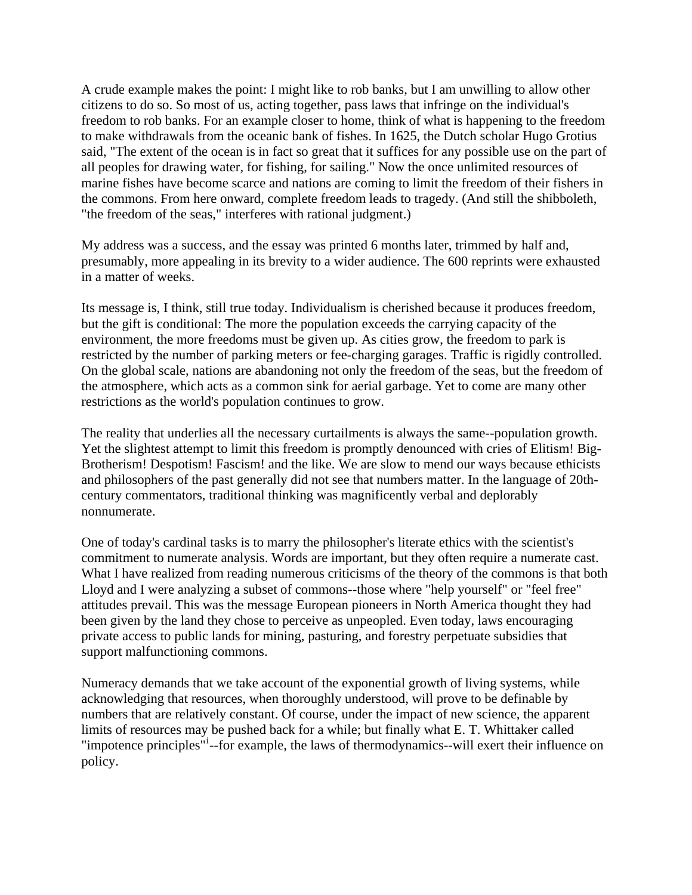A crude example makes the point: I might like to rob banks, but I am unwilling to allow other citizens to do so. So most of us, acting together, pass laws that infringe on the individual's freedom to rob banks. For an example closer to home, think of what is happening to the freedom to make withdrawals from the oceanic bank of fishes. In 1625, the Dutch scholar Hugo Grotius said, "The extent of the ocean is in fact so great that it suffices for any possible use on the part of all peoples for drawing water, for fishing, for sailing." Now the once unlimited resources of marine fishes have become scarce and nations are coming to limit the freedom of their fishers in the commons. From here onward, complete freedom leads to tragedy. (And still the shibboleth, "the freedom of the seas," interferes with rational judgment.)

My address was a success, and the essay was printed 6 months later, trimmed by half and, presumably, more appealing in its brevity to a wider audience. The 600 reprints were exhausted in a matter of weeks.

Its message is, I think, still true today. Individualism is cherished because it produces freedom, but the gift is conditional: The more the population exceeds the carrying capacity of the environment, the more freedoms must be given up. As cities grow, the freedom to park is restricted by the number of parking meters or fee-charging garages. Traffic is rigidly controlled. On the global scale, nations are abandoning not only the freedom of the seas, but the freedom of the atmosphere, which acts as a common sink for aerial garbage. Yet to come are many other restrictions as the world's population continues to grow.

The reality that underlies all the necessary curtailments is always the same--population growth. Yet the slightest attempt to limit this freedom is promptly denounced with cries of Elitism! Big-Brotherism! Despotism! Fascism! and the like. We are slow to mend our ways because ethicists and philosophers of the past generally did not see that numbers matter. In the language of 20th-century commentators, traditional thinking was magnificently verbal and deplorably nonnumerate.

One of today's cardinal tasks is to marry the philosopher's literate ethics with the scientist's commitment to numerate analysis. Words are important, but they often require a numerate cast. What I have realized from reading numerous criticisms of the theory of the commons is that both Lloyd and I were analyzing a subset of commons--those where "help yourself" or "feel free" attitudes prevail. This was the message European pioneers in North America thought they had been given by the land they chose to perceive as unpeopled. Even today, laws encouraging private access to public lands for mining, pasturing, and forestry perpetuate subsidies that support malfunctioning commons.

Numeracy demands that we take account of the exponential growth of living systems, while acknowledging that resources, when thoroughly understood, will prove to be definable by numbers that are relatively constant. Of course, under the impact of new science, the apparent limits of resources may be pushed back for a while; but finally what E. T. Whittaker called "impotence principles"[i]--for example, the laws of thermodynamics--will exert their influence on policy.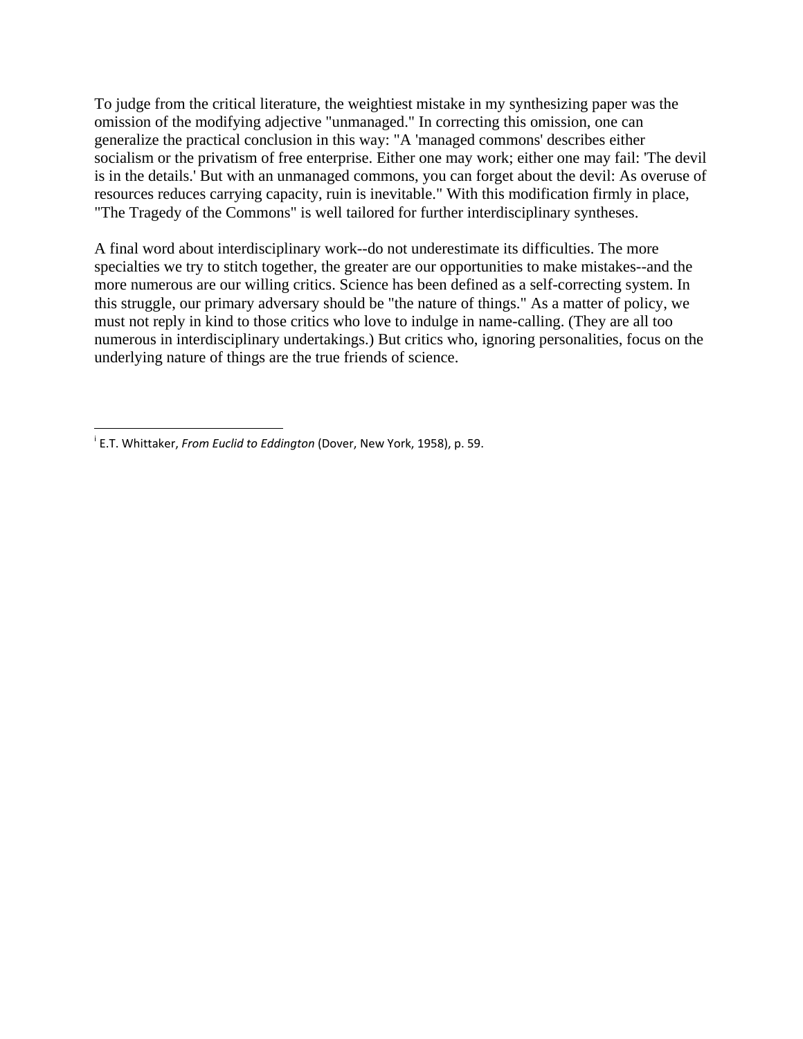To judge from the critical literature, the weightiest mistake in my synthesizing paper was the omission of the modifying adjective "unmanaged." In correcting this omission, one can generalize the practical conclusion in this way: "A 'managed commons' describes either socialism or the privatism of free enterprise. Either one may work; either one may fail: 'The devil is in the details.' But with an unmanaged commons, you can forget about the devil: As overuse of resources reduces carrying capacity, ruin is inevitable." With this modification firmly in place, "The Tragedy of the Commons" is well tailored for further interdisciplinary syntheses.

A final word about interdisciplinary work--do not underestimate its difficulties. The more specialties we try to stitch together, the greater are our opportunities to make mistakes--and the more numerous are our willing critics. Science has been defined as a self-correcting system. In this struggle, our primary adversary should be "the nature of things." As a matter of policy, we must not reply in kind to those critics who love to indulge in name-calling. (They are all too numerous in interdisciplinary undertakings.) But critics who, ignoring personalities, focus on the underlying nature of things are the true friends of science.

---

[i] E.T. Whittaker, *From Euclid to Eddington* (Dover, New York, 1958), p. 59.